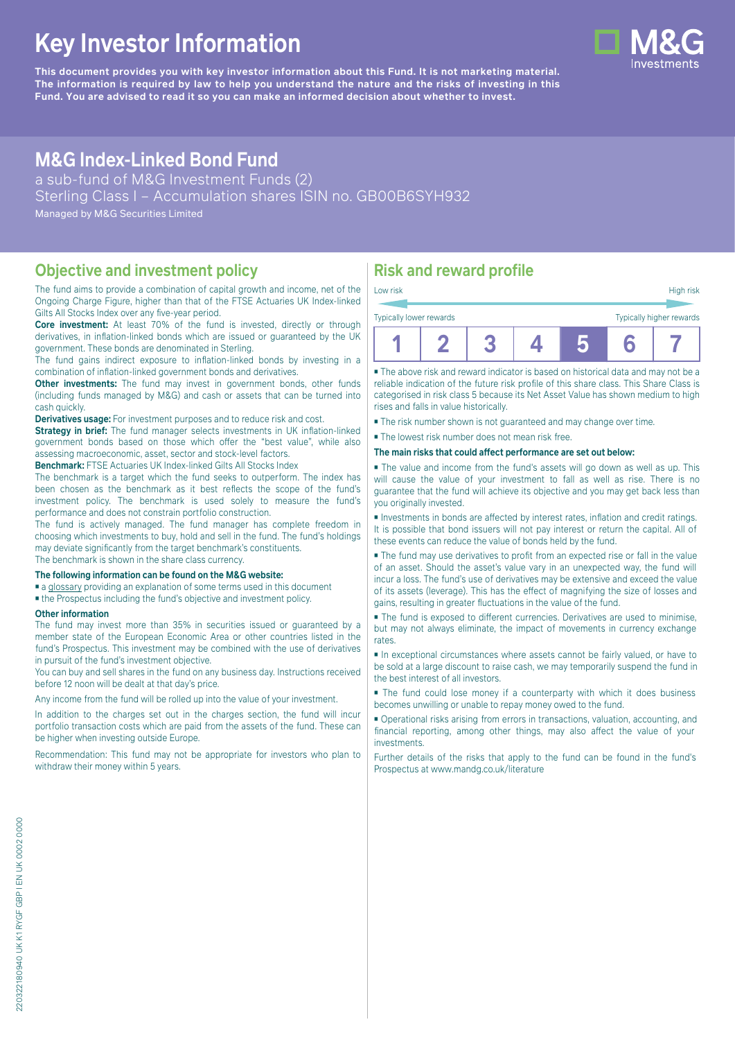# Key Investor Information

**This document provides you with key investor information about this Fund. It is not marketing material. The information is required by law to help you understand the nature and the risks of investing in this Fund. You are advised to read it so you can make an informed decision about whether to invest.**

## M&G Index-Linked Bond Fund

a sub-fund of M&G Investment Funds (2)

Sterling Class I – Accumulation shares ISIN no. GB00B6SYH932

Managed by M&G Securities Limited

## Objective and investment policy

The fund aims to provide a combination of capital growth and income, net of the Ongoing Charge Figure, higher than that of the FTSE Actuaries UK Index-linked Gilts All Stocks Index over any five-year period.

**Core investment:** At least 70% of the fund is invested, directly or through derivatives, in inflation-linked bonds which are issued or guaranteed by the UK government. These bonds are denominated in Sterling.

The fund gains indirect exposure to inflation-linked bonds by investing in a combination of inflation-linked government bonds and derivatives.

**Other investments:** The fund may invest in government bonds, other funds (including funds managed by M&G) and cash or assets that can be turned into cash quickly.

**Derivatives usage:** For investment purposes and to reduce risk and cost.

**Strategy in brief:** The fund manager selects investments in UK inflation-linked government bonds based on those which offer the "best value", while also assessing macroeconomic, asset, sector and stock-level factors.

**Benchmark:** FTSE Actuaries UK Index-linked Gilts All Stocks Index

The benchmark is a target which the fund seeks to outperform. The index has been chosen as the benchmark as it best reflects the scope of the fund's investment policy. The benchmark is used solely to measure the fund's performance and does not constrain portfolio construction.

The fund is actively managed. The fund manager has complete freedom in choosing which investments to buy, hold and sell in the fund. The fund's holdings may deviate significantly from the target benchmark's constituents.

The benchmark is shown in the share class currency.

**The following information can be found on the M&G website:**

- a glossary providing an explanation of some terms used in this document
- the Prospectus including the fund's objective and investment policy.

**Other information**

The fund may invest more than 35% in securities issued or guaranteed by a member state of the European Economic Area or other countries listed in the fund's Prospectus. This investment may be combined with the use of derivatives in pursuit of the fund's investment objective.

You can buy and sell shares in the fund on any business day. Instructions received before 12 noon will be dealt at that day's price.

Any income from the fund will be rolled up into the value of your investment.

In addition to the charges set out in the charges section, the fund will incur portfolio transaction costs which are paid from the assets of the fund. These can be higher when investing outside Europe.

Recommendation: This fund may not be appropriate for investors who plan to withdraw their money within 5 years.

## Risk and reward profile

Low risk — High risk

Typically lower rewards — Typically higher rewards

| 1 | 2 | 3 | 4 | **5** | 6 | 7 |
|---|---|---|---|---|---|---|

- The above risk and reward indicator is based on historical data and may not be a reliable indication of the future risk profile of this share class. This Share Class is categorised in risk class 5 because its Net Asset Value has shown medium to high rises and falls in value historically.
- The risk number shown is not guaranteed and may change over time.
- The lowest risk number does not mean risk free.

**The main risks that could affect performance are set out below:**

- The value and income from the fund's assets will go down as well as up. This will cause the value of your investment to fall as well as rise. There is no guarantee that the fund will achieve its objective and you may get back less than you originally invested.
- Investments in bonds are affected by interest rates, inflation and credit ratings. It is possible that bond issuers will not pay interest or return the capital. All of these events can reduce the value of bonds held by the fund.
- The fund may use derivatives to profit from an expected rise or fall in the value of an asset. Should the asset's value vary in an unexpected way, the fund will incur a loss. The fund's use of derivatives may be extensive and exceed the value of its assets (leverage). This has the effect of magnifying the size of losses and gains, resulting in greater fluctuations in the value of the fund.
- The fund is exposed to different currencies. Derivatives are used to minimise, but may not always eliminate, the impact of movements in currency exchange rates.
- In exceptional circumstances where assets cannot be fairly valued, or have to be sold at a large discount to raise cash, we may temporarily suspend the fund in the best interest of all investors.
- The fund could lose money if a counterparty with which it does business becomes unwilling or unable to repay money owed to the fund.
- Operational risks arising from errors in transactions, valuation, accounting, and financial reporting, among other things, may also affect the value of your investments.

Further details of the risks that apply to the fund can be found in the fund's Prospectus at www.mandg.co.uk/literature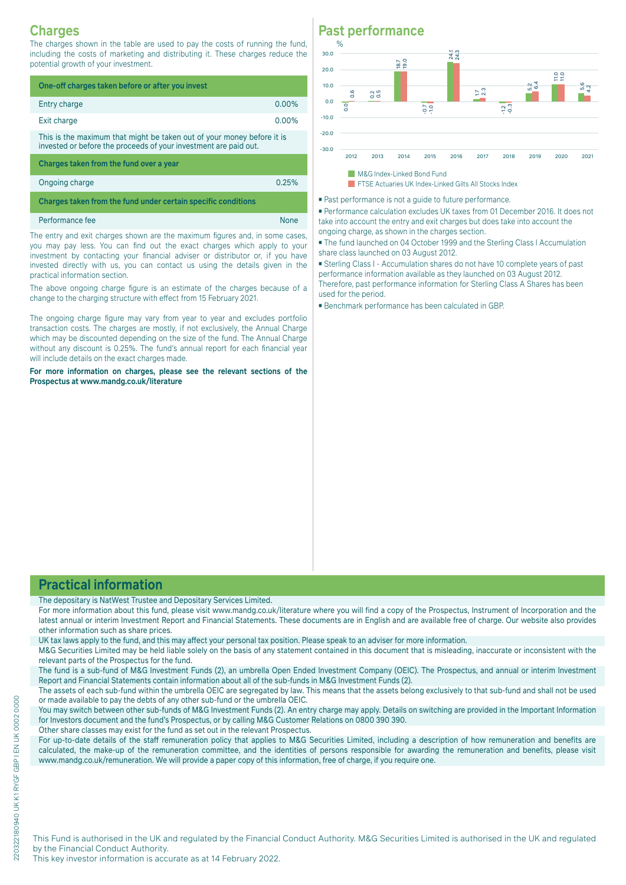## Charges

The charges shown in the table are used to pay the costs of running the fund, including the costs of marketing and distributing it. These charges reduce the potential growth of your investment.

| One-off charges taken before or after you invest | |
|---|---|
| Entry charge | 0.00% |
| Exit charge | 0.00% |
| This is the maximum that might be taken out of your money before it is invested or before the proceeds of your investment are paid out. | |
| **Charges taken from the fund over a year** | |
| Ongoing charge | 0.25% |
| **Charges taken from the fund under certain specific conditions** | |
| Performance fee | None |

The entry and exit charges shown are the maximum figures and, in some cases, you may pay less. You can find out the exact charges which apply to your investment by contacting your financial adviser or distributor or, if you have invested directly with us, you can contact us using the details given in the practical information section.

The above ongoing charge figure is an estimate of the charges because of a change to the charging structure with effect from 15 February 2021.

The ongoing charge figure may vary from year to year and excludes portfolio transaction costs. The charges are mostly, if not exclusively, the Annual Charge which may be discounted depending on the size of the fund. The Annual Charge without any discount is 0.25%. The fund's annual report for each financial year will include details on the exact charges made.

**For more information on charges, please see the relevant sections of the Prospectus at www.mandg.co.uk/literature**

## Past performance

%

30.0
20.0
10.0
0.0
-10.0
-20.0
-30.0

2012: 0.0, 0.6
2013: 0.2, 0.5
2014: 18.7, 19.0
2015: -0.7, -1.0
2016: 24.9, 24.3
2017: 1.7, 2.3
2018: -1.2, -0.3
2019: 5.2, 6.4
2020: 11.0, 11.0
2021: 5.6, 4.2

M&G Index-Linked Bond Fund
FTSE Actuaries UK Index-Linked Gilts All Stocks Index

- Past performance is not a guide to future performance.
- Performance calculation excludes UK taxes from 01 December 2016. It does not take into account the entry and exit charges but does take into account the ongoing charge, as shown in the charges section.
- The fund launched on 04 October 1999 and the Sterling Class I Accumulation share class launched on 03 August 2012.
- Sterling Class I - Accumulation shares do not have 10 complete years of past performance information available as they launched on 03 August 2012. Therefore, past performance information for Sterling Class A Shares has been used for the period.
- Benchmark performance has been calculated in GBP.

## Practical information

The depositary is NatWest Trustee and Depositary Services Limited.

For more information about this fund, please visit www.mandg.co.uk/literature where you will find a copy of the Prospectus, Instrument of Incorporation and the latest annual or interim Investment Report and Financial Statements. These documents are in English and are available free of charge. Our website also provides other information such as share prices.

UK tax laws apply to the fund, and this may affect your personal tax position. Please speak to an adviser for more information.

M&G Securities Limited may be held liable solely on the basis of any statement contained in this document that is misleading, inaccurate or inconsistent with the relevant parts of the Prospectus for the fund.

The fund is a sub-fund of M&G Investment Funds (2), an umbrella Open Ended Investment Company (OEIC). The Prospectus, and annual or interim Investment Report and Financial Statements contain information about all of the sub-funds in M&G Investment Funds (2).

The assets of each sub-fund within the umbrella OEIC are segregated by law. This means that the assets belong exclusively to that sub-fund and shall not be used or made available to pay the debts of any other sub-fund or the umbrella OEIC.

You may switch between other sub-funds of M&G Investment Funds (2). An entry charge may apply. Details on switching are provided in the Important Information for Investors document and the fund's Prospectus, or by calling M&G Customer Relations on 0800 390 390.

Other share classes may exist for the fund as set out in the relevant Prospectus.

For up-to-date details of the staff remuneration policy that applies to M&G Securities Limited, including a description of how remuneration and benefits are calculated, the make-up of the remuneration committee, and the identities of persons responsible for awarding the remuneration and benefits, please visit www.mandg.co.uk/remuneration. We will provide a paper copy of this information, free of charge, if you require one.

This Fund is authorised in the UK and regulated by the Financial Conduct Authority. M&G Securities Limited is authorised in the UK and regulated by the Financial Conduct Authority.
This key investor information is accurate as at 14 February 2022.